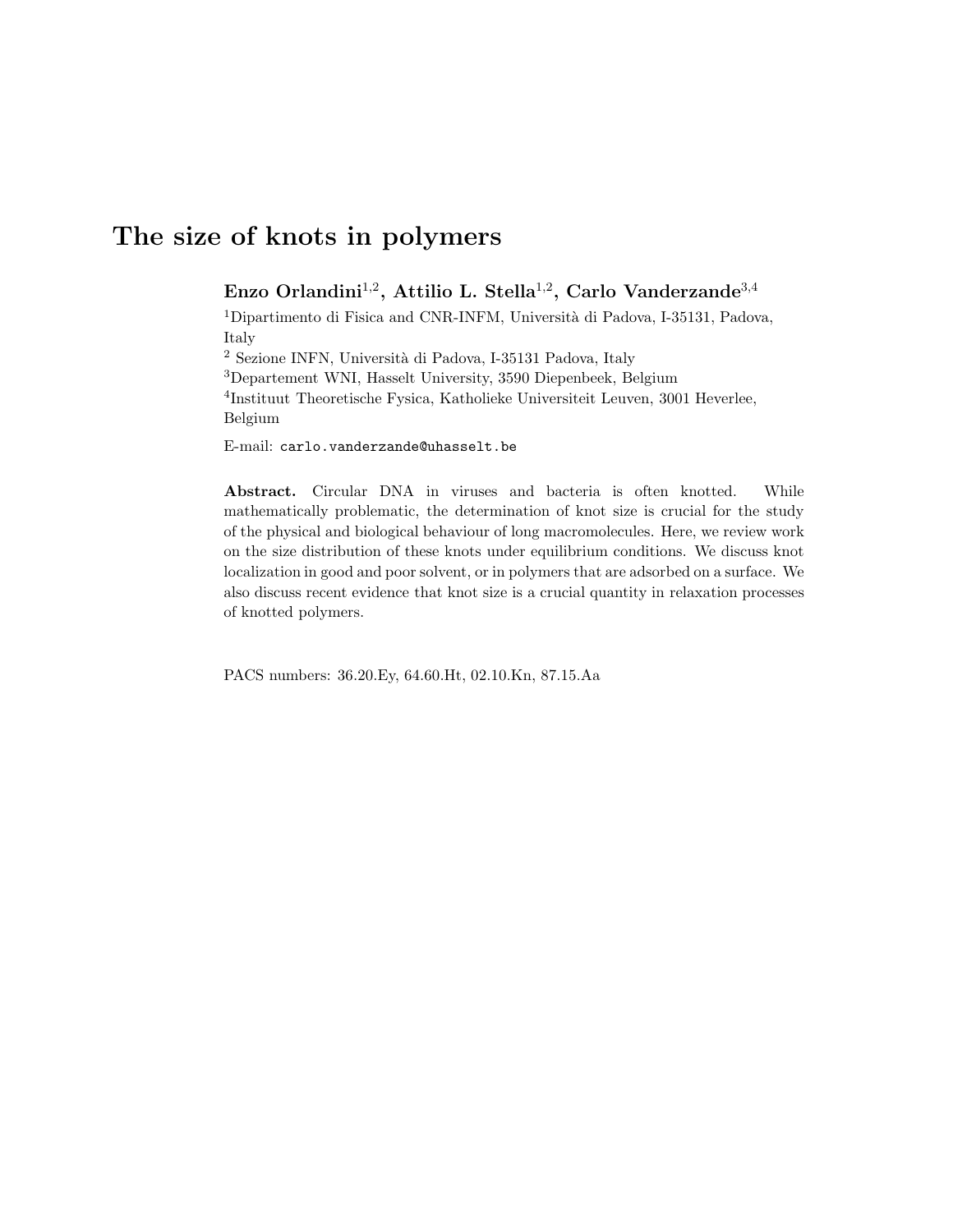# The size of knots in polymers

**Enzo Orlandini[1,2], Attilio L. Stella[1,2], Carlo Vanderzande[3,4]**

[1]Dipartimento di Fisica and CNR-INFM, Università di Padova, I-35131, Padova, Italy

[2] Sezione INFN, Università di Padova, I-35131 Padova, Italy

[3]Departement WNI, Hasselt University, 3590 Diepenbeek, Belgium

[4]Instituut Theoretische Fysica, Katholieke Universiteit Leuven, 3001 Heverlee, Belgium

E-mail: `carlo.vanderzande@uhasselt.be`

**Abstract.** Circular DNA in viruses and bacteria is often knotted. While mathematically problematic, the determination of knot size is crucial for the study of the physical and biological behaviour of long macromolecules. Here, we review work on the size distribution of these knots under equilibrium conditions. We discuss knot localization in good and poor solvent, or in polymers that are adsorbed on a surface. We also discuss recent evidence that knot size is a crucial quantity in relaxation processes of knotted polymers.

PACS numbers: 36.20.Ey, 64.60.Ht, 02.10.Kn, 87.15.Aa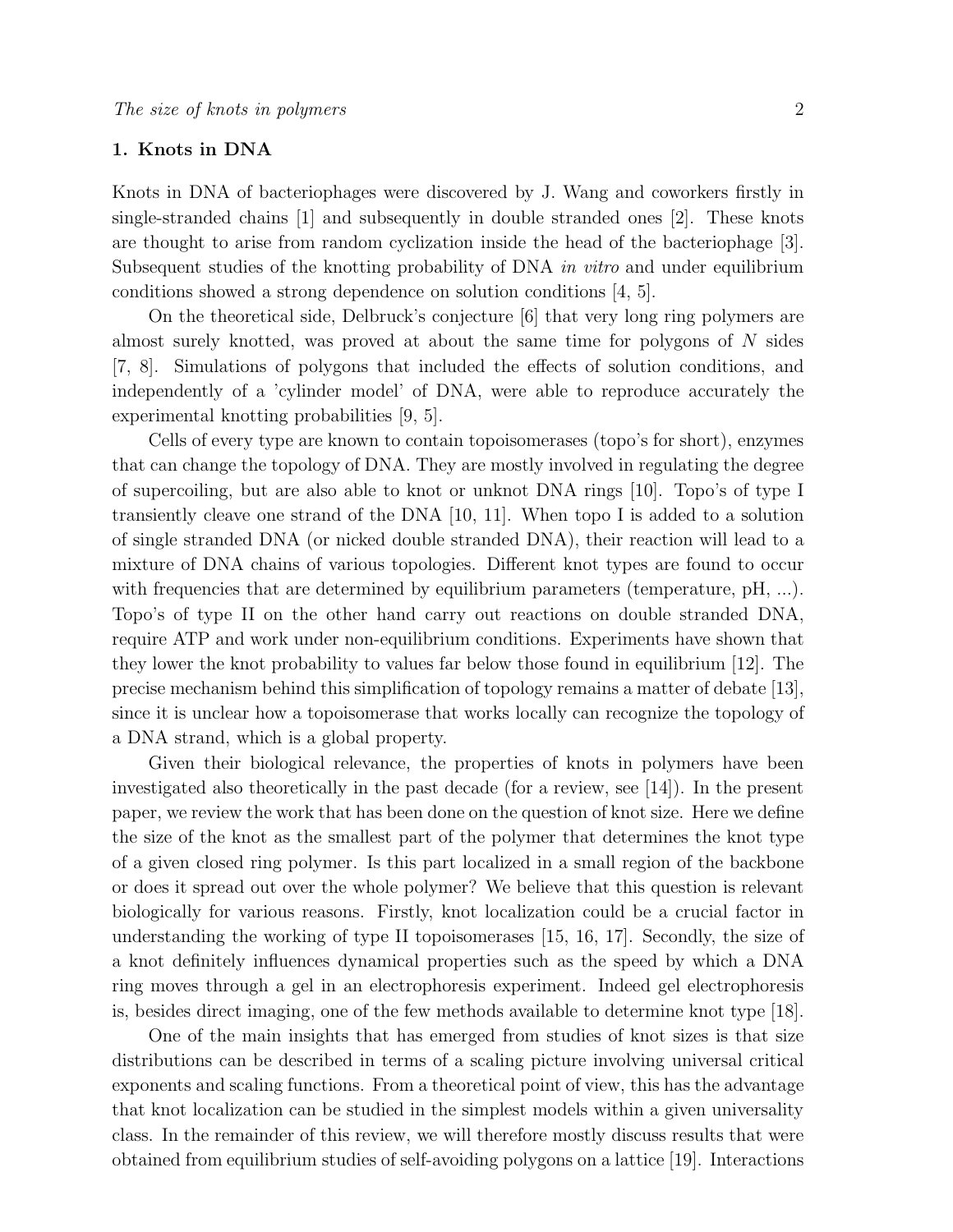## 1. Knots in DNA

Knots in DNA of bacteriophages were discovered by J. Wang and coworkers firstly in single-stranded chains [1] and subsequently in double stranded ones [2]. These knots are thought to arise from random cyclization inside the head of the bacteriophage [3]. Subsequent studies of the knotting probability of DNA *in vitro* and under equilibrium conditions showed a strong dependence on solution conditions [4, 5].

On the theoretical side, Delbruck's conjecture [6] that very long ring polymers are almost surely knotted, was proved at about the same time for polygons of $N$ sides [7, 8]. Simulations of polygons that included the effects of solution conditions, and independently of a 'cylinder model' of DNA, were able to reproduce accurately the experimental knotting probabilities [9, 5].

Cells of every type are known to contain topoisomerases (topo's for short), enzymes that can change the topology of DNA. They are mostly involved in regulating the degree of supercoiling, but are also able to knot or unknot DNA rings [10]. Topo's of type I transiently cleave one strand of the DNA [10, 11]. When topo I is added to a solution of single stranded DNA (or nicked double stranded DNA), their reaction will lead to a mixture of DNA chains of various topologies. Different knot types are found to occur with frequencies that are determined by equilibrium parameters (temperature, pH, ...). Topo's of type II on the other hand carry out reactions on double stranded DNA, require ATP and work under non-equilibrium conditions. Experiments have shown that they lower the knot probability to values far below those found in equilibrium [12]. The precise mechanism behind this simplification of topology remains a matter of debate [13], since it is unclear how a topoisomerase that works locally can recognize the topology of a DNA strand, which is a global property.

Given their biological relevance, the properties of knots in polymers have been investigated also theoretically in the past decade (for a review, see [14]). In the present paper, we review the work that has been done on the question of knot size. Here we define the size of the knot as the smallest part of the polymer that determines the knot type of a given closed ring polymer. Is this part localized in a small region of the backbone or does it spread out over the whole polymer? We believe that this question is relevant biologically for various reasons. Firstly, knot localization could be a crucial factor in understanding the working of type II topoisomerases [15, 16, 17]. Secondly, the size of a knot definitely influences dynamical properties such as the speed by which a DNA ring moves through a gel in an electrophoresis experiment. Indeed gel electrophoresis is, besides direct imaging, one of the few methods available to determine knot type [18].

One of the main insights that has emerged from studies of knot sizes is that size distributions can be described in terms of a scaling picture involving universal critical exponents and scaling functions. From a theoretical point of view, this has the advantage that knot localization can be studied in the simplest models within a given universality class. In the remainder of this review, we will therefore mostly discuss results that were obtained from equilibrium studies of self-avoiding polygons on a lattice [19]. Interactions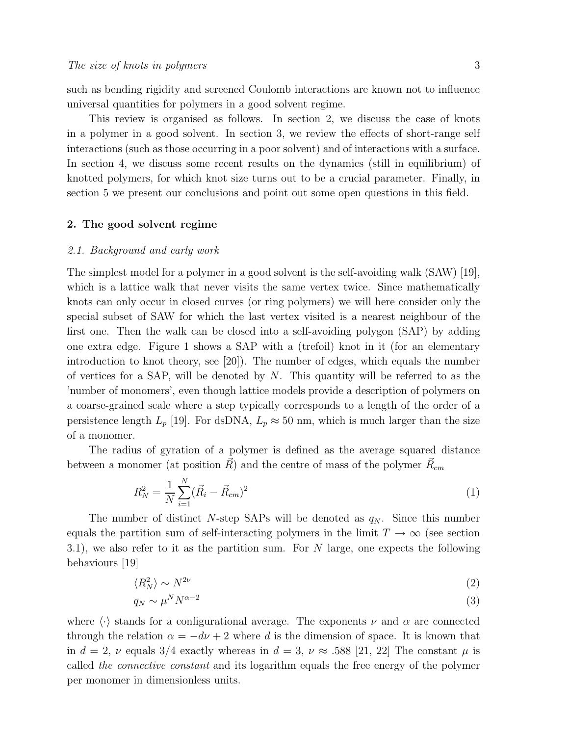such as bending rigidity and screened Coulomb interactions are known not to influence universal quantities for polymers in a good solvent regime.

This review is organised as follows. In section 2, we discuss the case of knots in a polymer in a good solvent. In section 3, we review the effects of short-range self interactions (such as those occurring in a poor solvent) and of interactions with a surface. In section 4, we discuss some recent results on the dynamics (still in equilibrium) of knotted polymers, for which knot size turns out to be a crucial parameter. Finally, in section 5 we present our conclusions and point out some open questions in this field.

## 2. The good solvent regime

### *2.1. Background and early work*

The simplest model for a polymer in a good solvent is the self-avoiding walk (SAW) [19], which is a lattice walk that never visits the same vertex twice. Since mathematically knots can only occur in closed curves (or ring polymers) we will here consider only the special subset of SAW for which the last vertex visited is a nearest neighbour of the first one. Then the walk can be closed into a self-avoiding polygon (SAP) by adding one extra edge. Figure 1 shows a SAP with a (trefoil) knot in it (for an elementary introduction to knot theory, see [20]). The number of edges, which equals the number of vertices for a SAP, will be denoted by $N$. This quantity will be referred to as the 'number of monomers', even though lattice models provide a description of polymers on a coarse-grained scale where a step typically corresponds to a length of the order of a persistence length $L_p$ [19]. For dsDNA, $L_p \approx 50$ nm, which is much larger than the size of a monomer.

The radius of gyration of a polymer is defined as the average squared distance between a monomer (at position $\vec{R}$) and the centre of mass of the polymer $\vec{R}_{cm}$

$$R_N^2 = \frac{1}{N}\sum_{i=1}^{N}(\vec{R}_i - \vec{R}_{cm})^2 \tag{1}$$

The number of distinct $N$-step SAPs will be denoted as $q_N$. Since this number equals the partition sum of self-interacting polymers in the limit $T \to \infty$ (see section 3.1), we also refer to it as the partition sum. For $N$ large, one expects the following behaviours [19]

$$\langle R_N^2 \rangle \sim N^{2\nu} \tag{2}$$

$$q_N \sim \mu^N N^{\alpha-2} \tag{3}$$

where $\langle\cdot\rangle$ stands for a configurational average. The exponents $\nu$ and $\alpha$ are connected through the relation $\alpha = -d\nu + 2$ where $d$ is the dimension of space. It is known that in $d = 2$, $\nu$ equals 3/4 exactly whereas in $d = 3$, $\nu \approx .588$ [21, 22] The constant $\mu$ is called *the connective constant* and its logarithm equals the free energy of the polymer per monomer in dimensionless units.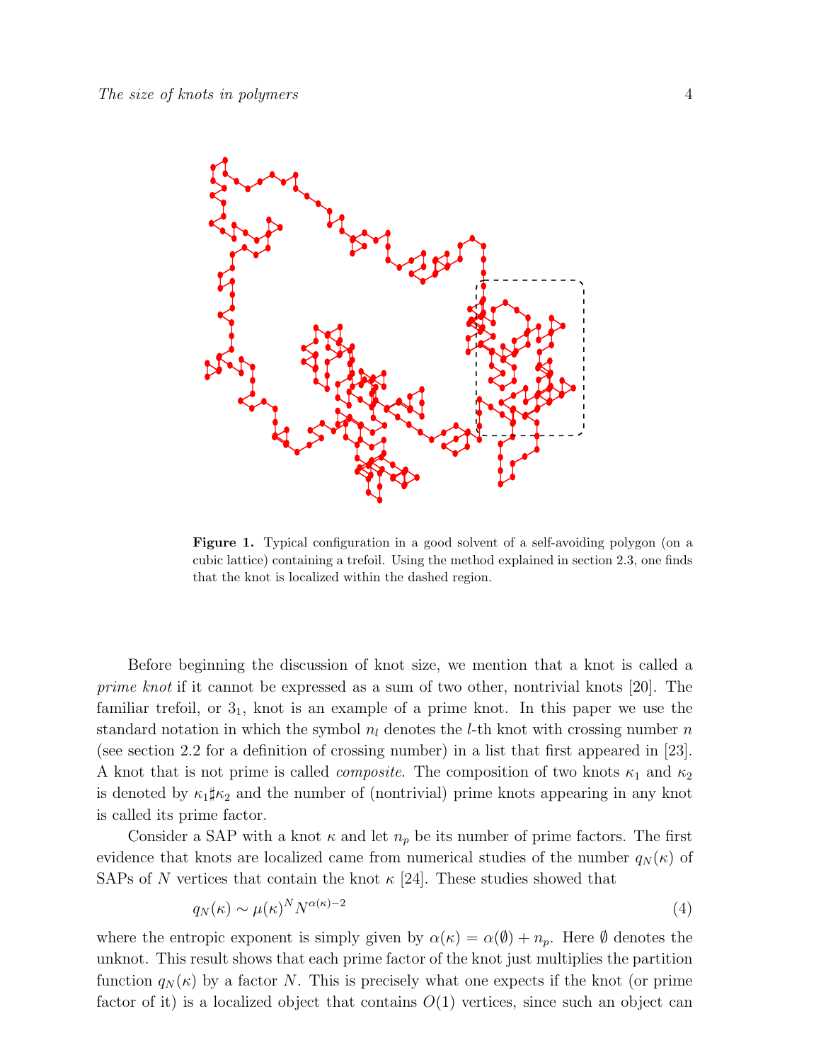**Figure 1.** Typical configuration in a good solvent of a self-avoiding polygon (on a cubic lattice) containing a trefoil. Using the method explained in section 2.3, one finds that the knot is localized within the dashed region.

Before beginning the discussion of knot size, we mention that a knot is called a *prime knot* if it cannot be expressed as a sum of two other, nontrivial knots [20]. The familiar trefoil, or $3_1$, knot is an example of a prime knot. In this paper we use the standard notation in which the symbol $n_l$ denotes the $l$-th knot with crossing number $n$ (see section 2.2 for a definition of crossing number) in a list that first appeared in [23]. A knot that is not prime is called *composite*. The composition of two knots $\kappa_1$ and $\kappa_2$ is denoted by $\kappa_1 \sharp \kappa_2$ and the number of (nontrivial) prime knots appearing in any knot is called its prime factor.

Consider a SAP with a knot $\kappa$ and let $n_p$ be its number of prime factors. The first evidence that knots are localized came from numerical studies of the number $q_N(\kappa)$ of SAPs of $N$ vertices that contain the knot $\kappa$ [24]. These studies showed that

$$q_N(\kappa) \sim \mu(\kappa)^N N^{\alpha(\kappa)-2} \tag{4}$$

where the entropic exponent is simply given by $\alpha(\kappa) = \alpha(\emptyset) + n_p$. Here $\emptyset$ denotes the unknot. This result shows that each prime factor of the knot just multiplies the partition function $q_N(\kappa)$ by a factor $N$. This is precisely what one expects if the knot (or prime factor of it) is a localized object that contains $O(1)$ vertices, since such an object can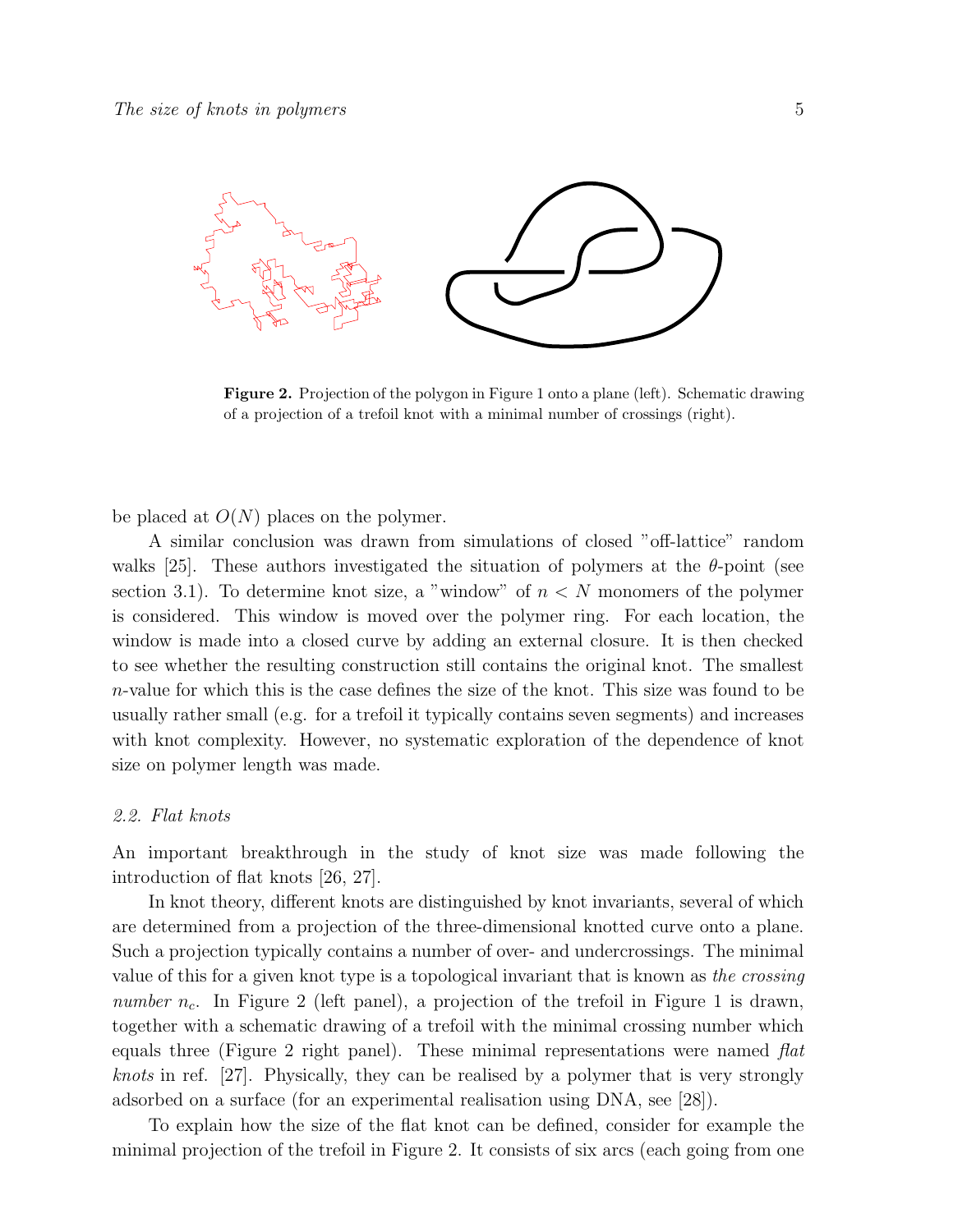**Figure 2.** Projection of the polygon in Figure 1 onto a plane (left). Schematic drawing of a projection of a trefoil knot with a minimal number of crossings (right).

be placed at $O(N)$ places on the polymer.

A similar conclusion was drawn from simulations of closed "off-lattice" random walks [25]. These authors investigated the situation of polymers at the $\theta$-point (see section 3.1). To determine knot size, a "window" of $n < N$ monomers of the polymer is considered. This window is moved over the polymer ring. For each location, the window is made into a closed curve by adding an external closure. It is then checked to see whether the resulting construction still contains the original knot. The smallest $n$-value for which this is the case defines the size of the knot. This size was found to be usually rather small (e.g. for a trefoil it typically contains seven segments) and increases with knot complexity. However, no systematic exploration of the dependence of knot size on polymer length was made.

### *2.2. Flat knots*

An important breakthrough in the study of knot size was made following the introduction of flat knots [26, 27].

In knot theory, different knots are distinguished by knot invariants, several of which are determined from a projection of the three-dimensional knotted curve onto a plane. Such a projection typically contains a number of over- and undercrossings. The minimal value of this for a given knot type is a topological invariant that is known as *the crossing number* $n_c$. In Figure 2 (left panel), a projection of the trefoil in Figure 1 is drawn, together with a schematic drawing of a trefoil with the minimal crossing number which equals three (Figure 2 right panel). These minimal representations were named *flat knots* in ref. [27]. Physically, they can be realised by a polymer that is very strongly adsorbed on a surface (for an experimental realisation using DNA, see [28]).

To explain how the size of the flat knot can be defined, consider for example the minimal projection of the trefoil in Figure 2. It consists of six arcs (each going from one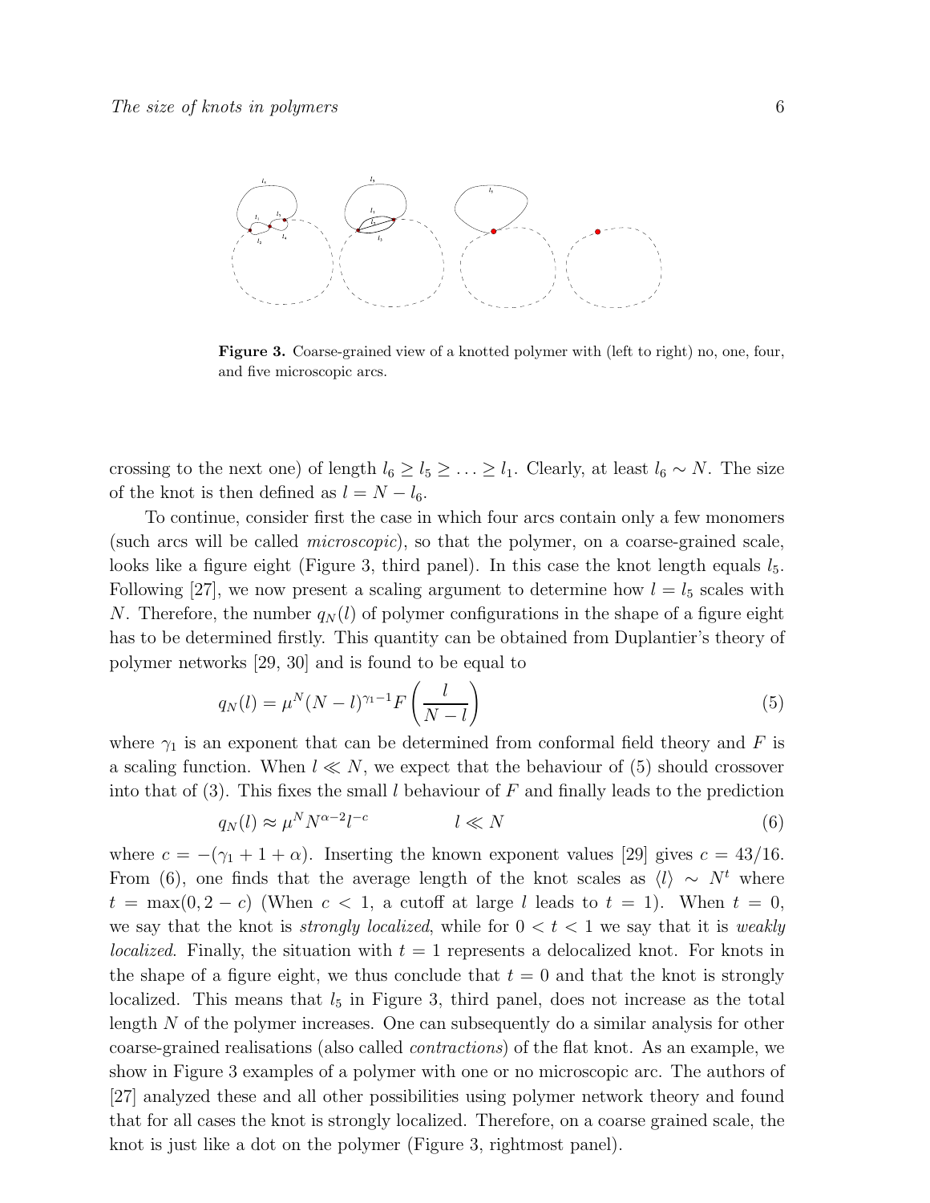**Figure 3.** Coarse-grained view of a knotted polymer with (left to right) no, one, four, and five microscopic arcs.

crossing to the next one) of length $l_6 \geq l_5 \geq \ldots \geq l_1$. Clearly, at least $l_6 \sim N$. The size of the knot is then defined as $l = N - l_6$.

To continue, consider first the case in which four arcs contain only a few monomers (such arcs will be called *microscopic*), so that the polymer, on a coarse-grained scale, looks like a figure eight (Figure 3, third panel). In this case the knot length equals $l_5$. Following [27], we now present a scaling argument to determine how $l = l_5$ scales with $N$. Therefore, the number $q_N(l)$ of polymer configurations in the shape of a figure eight has to be determined firstly. This quantity can be obtained from Duplantier's theory of polymer networks [29, 30] and is found to be equal to

$$q_N(l) = \mu^N (N-l)^{\gamma_1 - 1} F\left(\frac{l}{N-l}\right) \tag{5}$$

where $\gamma_1$ is an exponent that can be determined from conformal field theory and $F$ is a scaling function. When $l \ll N$, we expect that the behaviour of (5) should crossover into that of (3). This fixes the small $l$ behaviour of $F$ and finally leads to the prediction

$$q_N(l) \approx \mu^N N^{\alpha-2} l^{-c} \qquad\qquad l \ll N \tag{6}$$

where $c = -(\gamma_1 + 1 + \alpha)$. Inserting the known exponent values [29] gives $c = 43/16$. From (6), one finds that the average length of the knot scales as $\langle l \rangle \sim N^t$ where $t = \max(0, 2 - c)$ (When $c < 1$, a cutoff at large $l$ leads to $t = 1$). When $t = 0$, we say that the knot is *strongly localized*, while for $0 < t < 1$ we say that it is *weakly localized*. Finally, the situation with $t = 1$ represents a delocalized knot. For knots in the shape of a figure eight, we thus conclude that $t = 0$ and that the knot is strongly localized. This means that $l_5$ in Figure 3, third panel, does not increase as the total length $N$ of the polymer increases. One can subsequently do a similar analysis for other coarse-grained realisations (also called *contractions*) of the flat knot. As an example, we show in Figure 3 examples of a polymer with one or no microscopic arc. The authors of [27] analyzed these and all other possibilities using polymer network theory and found that for all cases the knot is strongly localized. Therefore, on a coarse grained scale, the knot is just like a dot on the polymer (Figure 3, rightmost panel).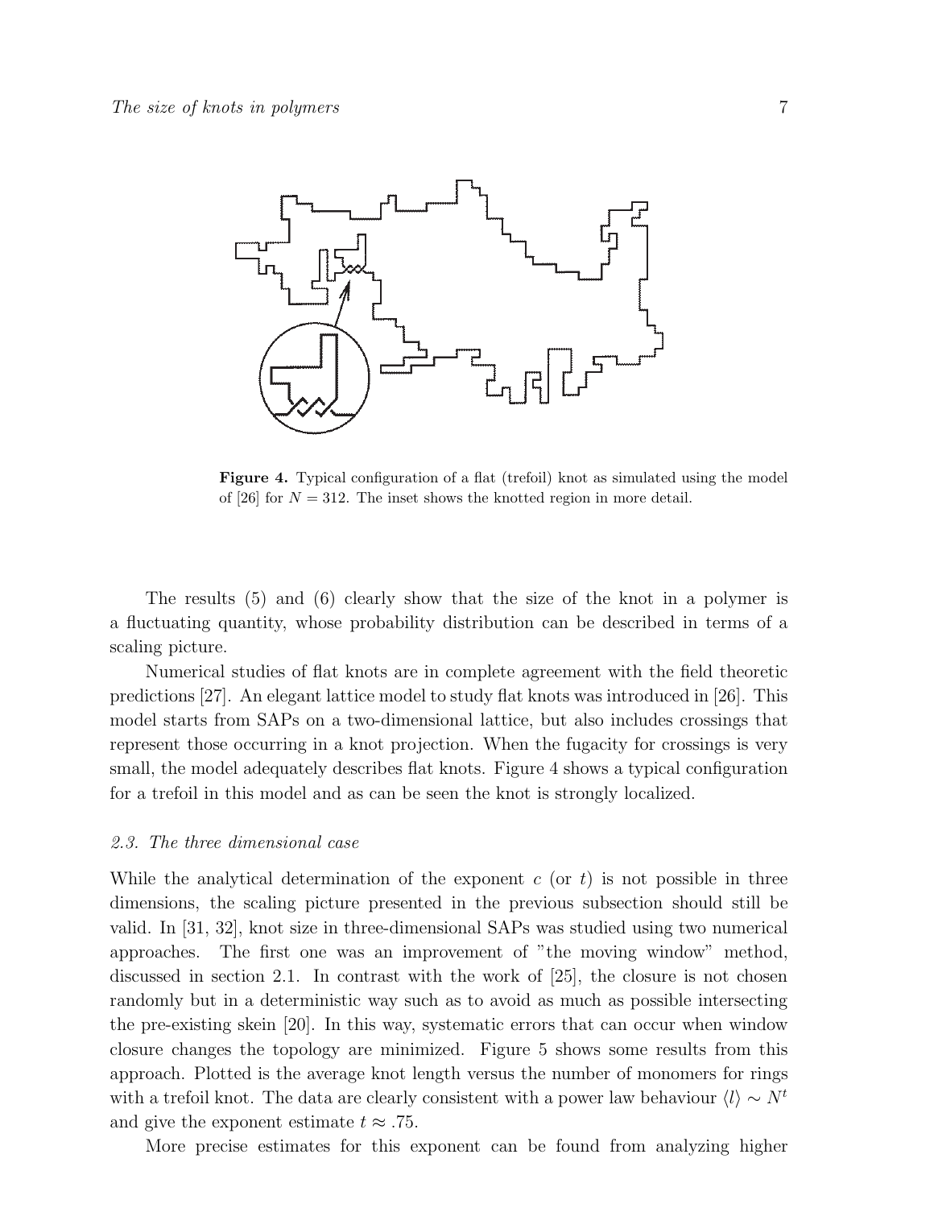**Figure 4.** Typical configuration of a flat (trefoil) knot as simulated using the model of [26] for $N = 312$. The inset shows the knotted region in more detail.

The results (5) and (6) clearly show that the size of the knot in a polymer is a fluctuating quantity, whose probability distribution can be described in terms of a scaling picture.

Numerical studies of flat knots are in complete agreement with the field theoretic predictions [27]. An elegant lattice model to study flat knots was introduced in [26]. This model starts from SAPs on a two-dimensional lattice, but also includes crossings that represent those occurring in a knot projection. When the fugacity for crossings is very small, the model adequately describes flat knots. Figure 4 shows a typical configuration for a trefoil in this model and as can be seen the knot is strongly localized.

### *2.3. The three dimensional case*

While the analytical determination of the exponent $c$ (or $t$) is not possible in three dimensions, the scaling picture presented in the previous subsection should still be valid. In [31, 32], knot size in three-dimensional SAPs was studied using two numerical approaches. The first one was an improvement of "the moving window" method, discussed in section 2.1. In contrast with the work of [25], the closure is not chosen randomly but in a deterministic way such as to avoid as much as possible intersecting the pre-existing skein [20]. In this way, systematic errors that can occur when window closure changes the topology are minimized. Figure 5 shows some results from this approach. Plotted is the average knot length versus the number of monomers for rings with a trefoil knot. The data are clearly consistent with a power law behaviour $\langle l \rangle \sim N^t$ and give the exponent estimate $t \approx .75$.

More precise estimates for this exponent can be found from analyzing higher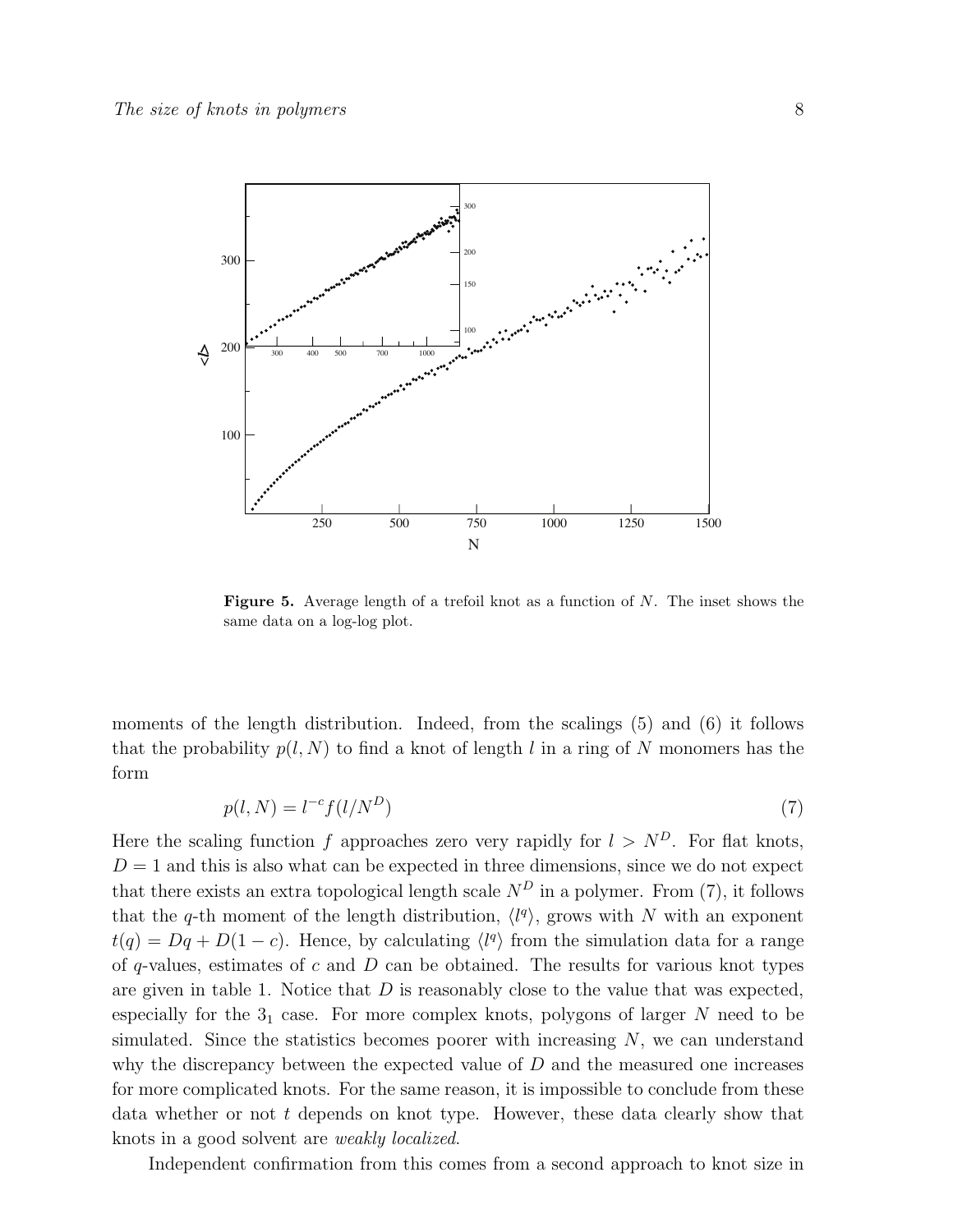**Figure 5.** Average length of a trefoil knot as a function of $N$. The inset shows the same data on a log-log plot.

moments of the length distribution. Indeed, from the scalings (5) and (6) it follows that the probability $p(l, N)$ to find a knot of length $l$ in a ring of $N$ monomers has the form

$$p(l, N) = l^{-c} f(l/N^D) \tag{7}$$

Here the scaling function $f$ approaches zero very rapidly for $l > N^D$. For flat knots, $D = 1$ and this is also what can be expected in three dimensions, since we do not expect that there exists an extra topological length scale $N^D$ in a polymer. From (7), it follows that the $q$-th moment of the length distribution, $\langle l^q \rangle$, grows with $N$ with an exponent $t(q) = Dq + D(1 - c)$. Hence, by calculating $\langle l^q \rangle$ from the simulation data for a range of $q$-values, estimates of $c$ and $D$ can be obtained. The results for various knot types are given in table 1. Notice that $D$ is reasonably close to the value that was expected, especially for the $3_1$ case. For more complex knots, polygons of larger $N$ need to be simulated. Since the statistics becomes poorer with increasing $N$, we can understand why the discrepancy between the expected value of $D$ and the measured one increases for more complicated knots. For the same reason, it is impossible to conclude from these data whether or not $t$ depends on knot type. However, these data clearly show that knots in a good solvent are *weakly localized*.

Independent confirmation from this comes from a second approach to knot size in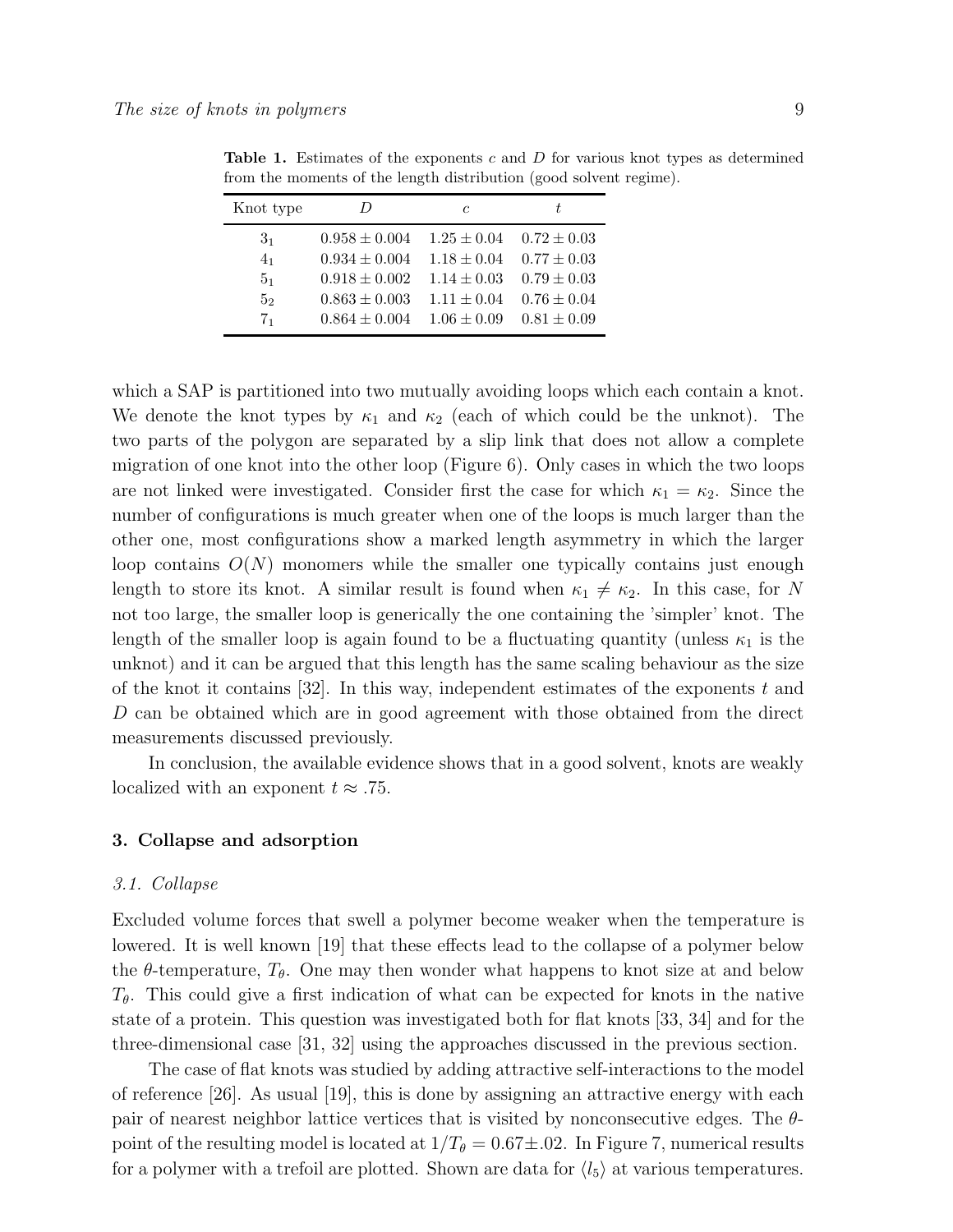**Table 1.** Estimates of the exponents $c$ and $D$ for various knot types as determined from the moments of the length distribution (good solvent regime).

| Knot type | $D$ | $c$ | $t$ |
|---|---|---|---|
| $3_1$ | $0.958 \pm 0.004$ | $1.25 \pm 0.04$ | $0.72 \pm 0.03$ |
| $4_1$ | $0.934 \pm 0.004$ | $1.18 \pm 0.04$ | $0.77 \pm 0.03$ |
| $5_1$ | $0.918 \pm 0.002$ | $1.14 \pm 0.03$ | $0.79 \pm 0.03$ |
| $5_2$ | $0.863 \pm 0.003$ | $1.11 \pm 0.04$ | $0.76 \pm 0.04$ |
| $7_1$ | $0.864 \pm 0.004$ | $1.06 \pm 0.09$ | $0.81 \pm 0.09$ |

which a SAP is partitioned into two mutually avoiding loops which each contain a knot. We denote the knot types by $\kappa_1$ and $\kappa_2$ (each of which could be the unknot). The two parts of the polygon are separated by a slip link that does not allow a complete migration of one knot into the other loop (Figure 6). Only cases in which the two loops are not linked were investigated. Consider first the case for which $\kappa_1 = \kappa_2$. Since the number of configurations is much greater when one of the loops is much larger than the other one, most configurations show a marked length asymmetry in which the larger loop contains $O(N)$ monomers while the smaller one typically contains just enough length to store its knot. A similar result is found when $\kappa_1 \neq \kappa_2$. In this case, for $N$ not too large, the smaller loop is generically the one containing the 'simpler' knot. The length of the smaller loop is again found to be a fluctuating quantity (unless $\kappa_1$ is the unknot) and it can be argued that this length has the same scaling behaviour as the size of the knot it contains [32]. In this way, independent estimates of the exponents $t$ and $D$ can be obtained which are in good agreement with those obtained from the direct measurements discussed previously.

In conclusion, the available evidence shows that in a good solvent, knots are weakly localized with an exponent $t \approx .75$.

## 3. Collapse and adsorption

### 3.1. Collapse

Excluded volume forces that swell a polymer become weaker when the temperature is lowered. It is well known [19] that these effects lead to the collapse of a polymer below the $\theta$-temperature, $T_\theta$. One may then wonder what happens to knot size at and below $T_\theta$. This could give a first indication of what can be expected for knots in the native state of a protein. This question was investigated both for flat knots [33, 34] and for the three-dimensional case [31, 32] using the approaches discussed in the previous section.

The case of flat knots was studied by adding attractive self-interactions to the model of reference [26]. As usual [19], this is done by assigning an attractive energy with each pair of nearest neighbor lattice vertices that is visited by nonconsecutive edges. The $\theta$-point of the resulting model is located at $1/T_\theta = 0.67 \pm .02$. In Figure 7, numerical results for a polymer with a trefoil are plotted. Shown are data for $\langle l_5 \rangle$ at various temperatures.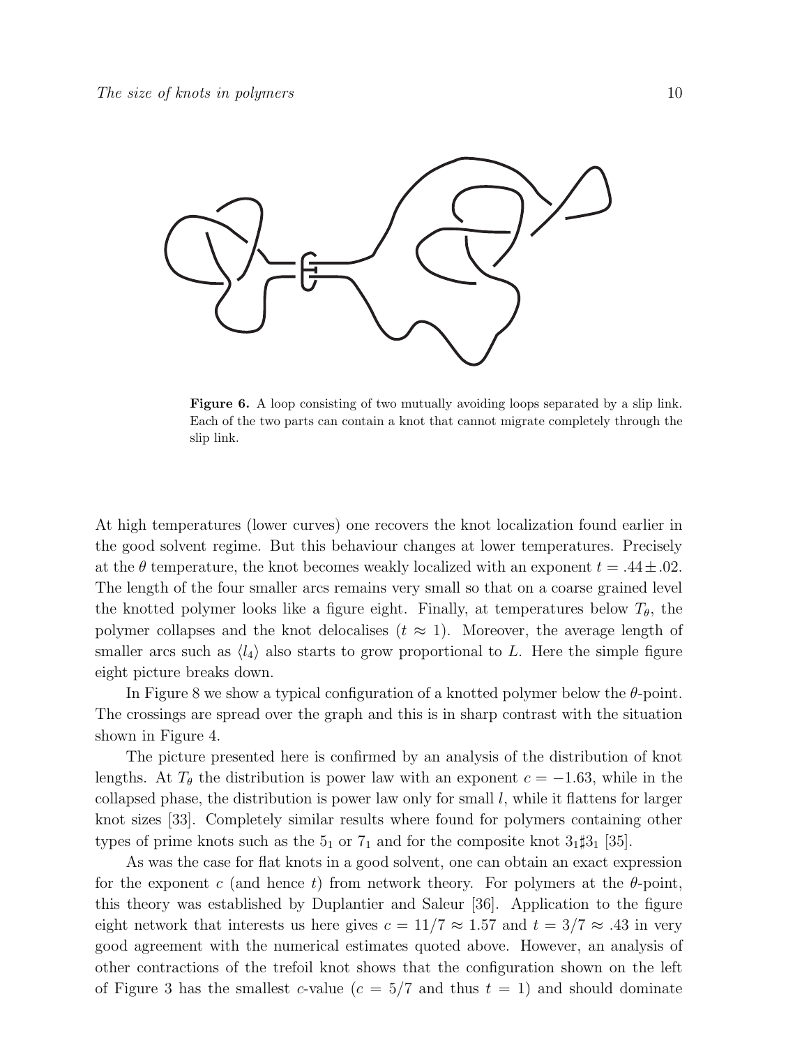**Figure 6.** A loop consisting of two mutually avoiding loops separated by a slip link. Each of the two parts can contain a knot that cannot migrate completely through the slip link.

At high temperatures (lower curves) one recovers the knot localization found earlier in the good solvent regime. But this behaviour changes at lower temperatures. Precisely at the $\theta$ temperature, the knot becomes weakly localized with an exponent $t = .44 \pm .02$. The length of the four smaller arcs remains very small so that on a coarse grained level the knotted polymer looks like a figure eight. Finally, at temperatures below $T_\theta$, the polymer collapses and the knot delocalises ($t \approx 1$). Moreover, the average length of smaller arcs such as $\langle l_4 \rangle$ also starts to grow proportional to $L$. Here the simple figure eight picture breaks down.

In Figure 8 we show a typical configuration of a knotted polymer below the $\theta$-point. The crossings are spread over the graph and this is in sharp contrast with the situation shown in Figure 4.

The picture presented here is confirmed by an analysis of the distribution of knot lengths. At $T_\theta$ the distribution is power law with an exponent $c = -1.63$, while in the collapsed phase, the distribution is power law only for small $l$, while it flattens for larger knot sizes [33]. Completely similar results where found for polymers containing other types of prime knots such as the $5_1$ or $7_1$ and for the composite knot $3_1 \sharp 3_1$ [35].

As was the case for flat knots in a good solvent, one can obtain an exact expression for the exponent $c$ (and hence $t$) from network theory. For polymers at the $\theta$-point, this theory was established by Duplantier and Saleur [36]. Application to the figure eight network that interests us here gives $c = 11/7 \approx 1.57$ and $t = 3/7 \approx .43$ in very good agreement with the numerical estimates quoted above. However, an analysis of other contractions of the trefoil knot shows that the configuration shown on the left of Figure 3 has the smallest $c$-value ($c = 5/7$ and thus $t = 1$) and should dominate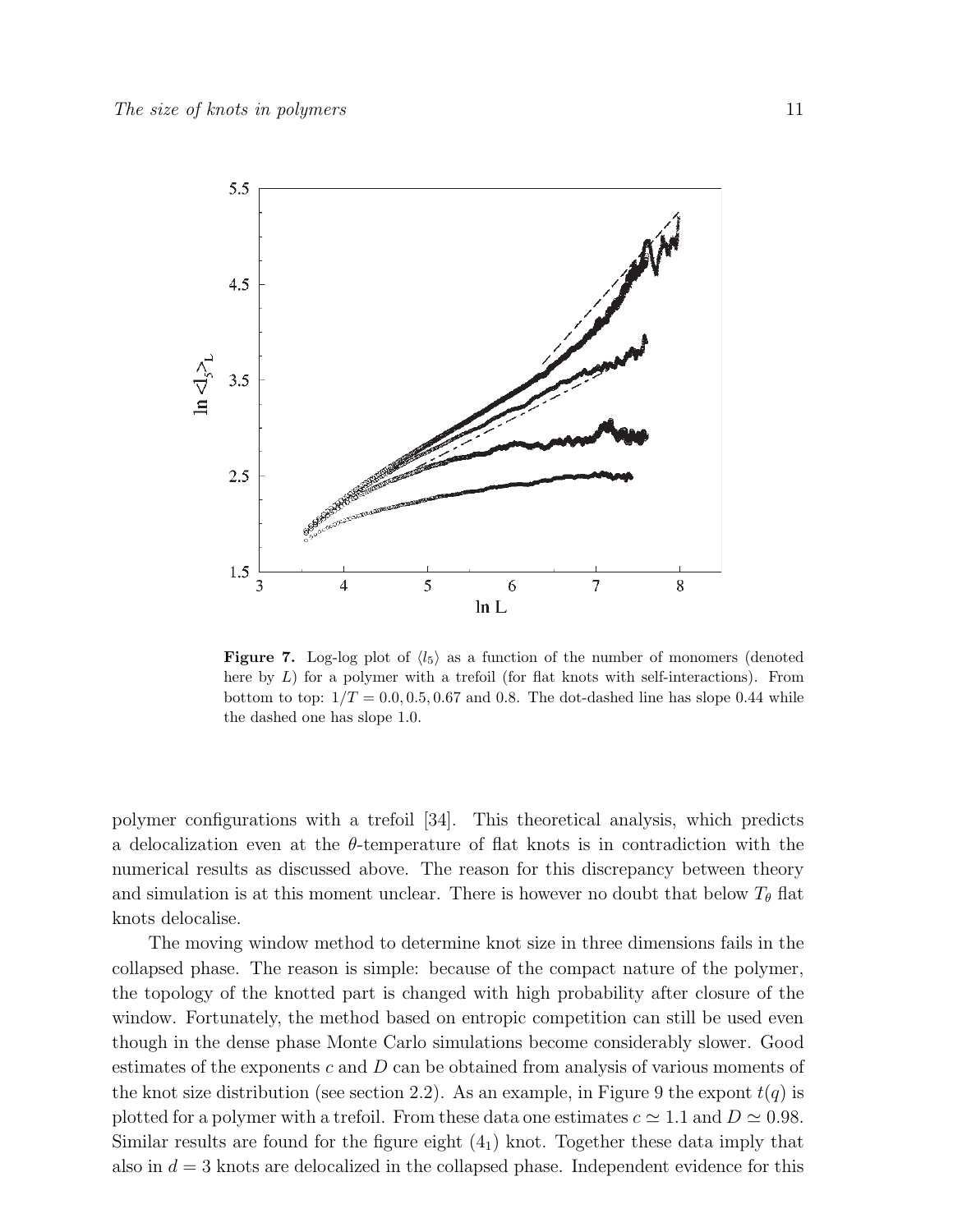**Figure 7.** Log-log plot of $\langle l_5 \rangle$ as a function of the number of monomers (denoted here by $L$) for a polymer with a trefoil (for flat knots with self-interactions). From bottom to top: $1/T = 0.0, 0.5, 0.67$ and $0.8$. The dot-dashed line has slope 0.44 while the dashed one has slope 1.0.

polymer configurations with a trefoil [34]. This theoretical analysis, which predicts a delocalization even at the $\theta$-temperature of flat knots is in contradiction with the numerical results as discussed above. The reason for this discrepancy between theory and simulation is at this moment unclear. There is however no doubt that below $T_\theta$ flat knots delocalise.

The moving window method to determine knot size in three dimensions fails in the collapsed phase. The reason is simple: because of the compact nature of the polymer, the topology of the knotted part is changed with high probability after closure of the window. Fortunately, the method based on entropic competition can still be used even though in the dense phase Monte Carlo simulations become considerably slower. Good estimates of the exponents $c$ and $D$ can be obtained from analysis of various moments of the knot size distribution (see section 2.2). As an example, in Figure 9 the expont $t(q)$ is plotted for a polymer with a trefoil. From these data one estimates $c \simeq 1.1$ and $D \simeq 0.98$. Similar results are found for the figure eight ($4_1$) knot. Together these data imply that also in $d = 3$ knots are delocalized in the collapsed phase. Independent evidence for this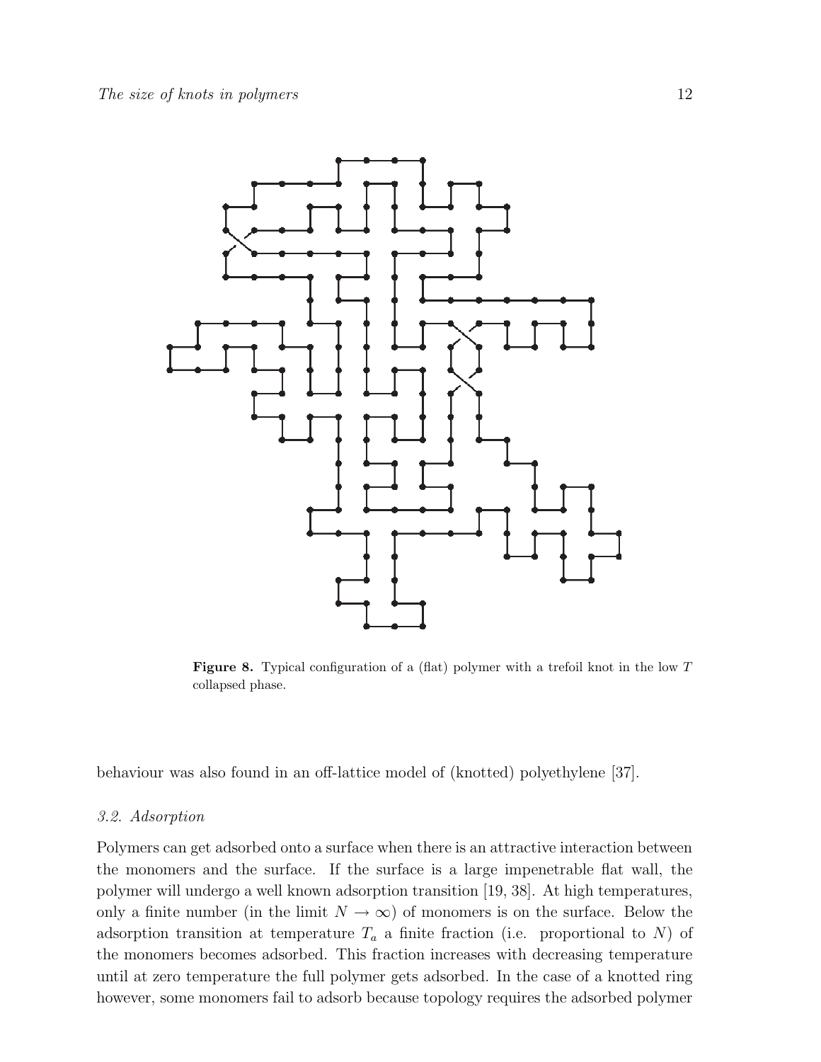**Figure 8.** Typical configuration of a (flat) polymer with a trefoil knot in the low $T$ collapsed phase.

behaviour was also found in an off-lattice model of (knotted) polyethylene [37].

### *3.2. Adsorption*

Polymers can get adsorbed onto a surface when there is an attractive interaction between the monomers and the surface. If the surface is a large impenetrable flat wall, the polymer will undergo a well known adsorption transition [19, 38]. At high temperatures, only a finite number (in the limit $N \to \infty$) of monomers is on the surface. Below the adsorption transition at temperature $T_a$ a finite fraction (i.e. proportional to $N$) of the monomers becomes adsorbed. This fraction increases with decreasing temperature until at zero temperature the full polymer gets adsorbed. In the case of a knotted ring however, some monomers fail to adsorb because topology requires the adsorbed polymer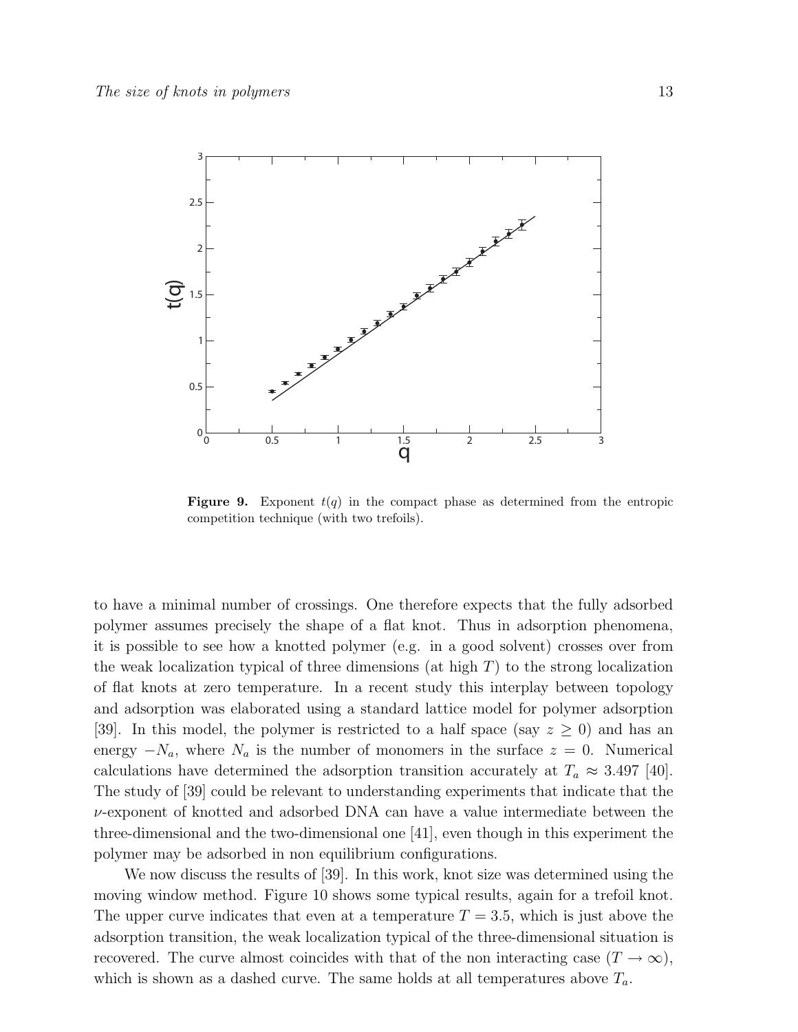**Figure 9.** Exponent $t(q)$ in the compact phase as determined from the entropic competition technique (with two trefoils).

to have a minimal number of crossings. One therefore expects that the fully adsorbed polymer assumes precisely the shape of a flat knot. Thus in adsorption phenomena, it is possible to see how a knotted polymer (e.g. in a good solvent) crosses over from the weak localization typical of three dimensions (at high $T$) to the strong localization of flat knots at zero temperature. In a recent study this interplay between topology and adsorption was elaborated using a standard lattice model for polymer adsorption [39]. In this model, the polymer is restricted to a half space (say $z \geq 0$) and has an energy $-N_a$, where $N_a$ is the number of monomers in the surface $z = 0$. Numerical calculations have determined the adsorption transition accurately at $T_a \approx 3.497$ [40]. The study of [39] could be relevant to understanding experiments that indicate that the $\nu$-exponent of knotted and adsorbed DNA can have a value intermediate between the three-dimensional and the two-dimensional one [41], even though in this experiment the polymer may be adsorbed in non equilibrium configurations.

We now discuss the results of [39]. In this work, knot size was determined using the moving window method. Figure 10 shows some typical results, again for a trefoil knot. The upper curve indicates that even at a temperature $T = 3.5$, which is just above the adsorption transition, the weak localization typical of the three-dimensional situation is recovered. The curve almost coincides with that of the non interacting case ($T \to \infty$), which is shown as a dashed curve. The same holds at all temperatures above $T_a$.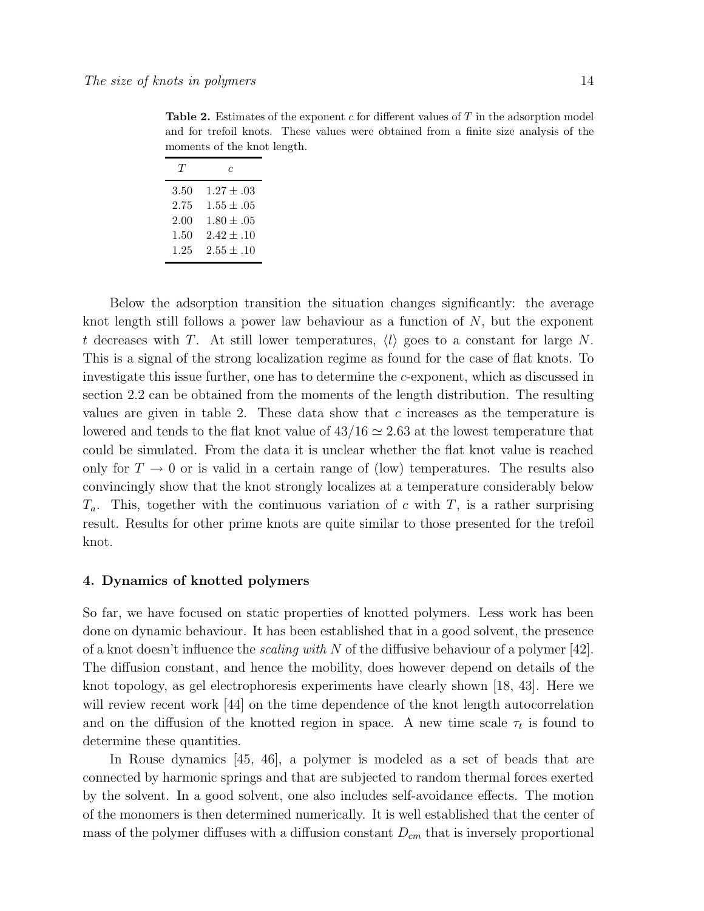**Table 2.** Estimates of the exponent $c$ for different values of $T$ in the adsorption model and for trefoil knots. These values were obtained from a finite size analysis of the moments of the knot length.

| $T$ | $c$ |
|---|---|
| 3.50 | $1.27 \pm .03$ |
| 2.75 | $1.55 \pm .05$ |
| 2.00 | $1.80 \pm .05$ |
| 1.50 | $2.42 \pm .10$ |
| 1.25 | $2.55 \pm .10$ |

Below the adsorption transition the situation changes significantly: the average knot length still follows a power law behaviour as a function of $N$, but the exponent $t$ decreases with $T$. At still lower temperatures, $\langle l \rangle$ goes to a constant for large $N$. This is a signal of the strong localization regime as found for the case of flat knots. To investigate this issue further, one has to determine the $c$-exponent, which as discussed in section 2.2 can be obtained from the moments of the length distribution. The resulting values are given in table 2. These data show that $c$ increases as the temperature is lowered and tends to the flat knot value of $43/16 \simeq 2.63$ at the lowest temperature that could be simulated. From the data it is unclear whether the flat knot value is reached only for $T \to 0$ or is valid in a certain range of (low) temperatures. The results also convincingly show that the knot strongly localizes at a temperature considerably below $T_a$. This, together with the continuous variation of $c$ with $T$, is a rather surprising result. Results for other prime knots are quite similar to those presented for the trefoil knot.

## 4. Dynamics of knotted polymers

So far, we have focused on static properties of knotted polymers. Less work has been done on dynamic behaviour. It has been established that in a good solvent, the presence of a knot doesn't influence the *scaling with* $N$ of the diffusive behaviour of a polymer [42]. The diffusion constant, and hence the mobility, does however depend on details of the knot topology, as gel electrophoresis experiments have clearly shown [18, 43]. Here we will review recent work [44] on the time dependence of the knot length autocorrelation and on the diffusion of the knotted region in space. A new time scale $\tau_t$ is found to determine these quantities.

In Rouse dynamics [45, 46], a polymer is modeled as a set of beads that are connected by harmonic springs and that are subjected to random thermal forces exerted by the solvent. In a good solvent, one also includes self-avoidance effects. The motion of the monomers is then determined numerically. It is well established that the center of mass of the polymer diffuses with a diffusion constant $D_{cm}$ that is inversely proportional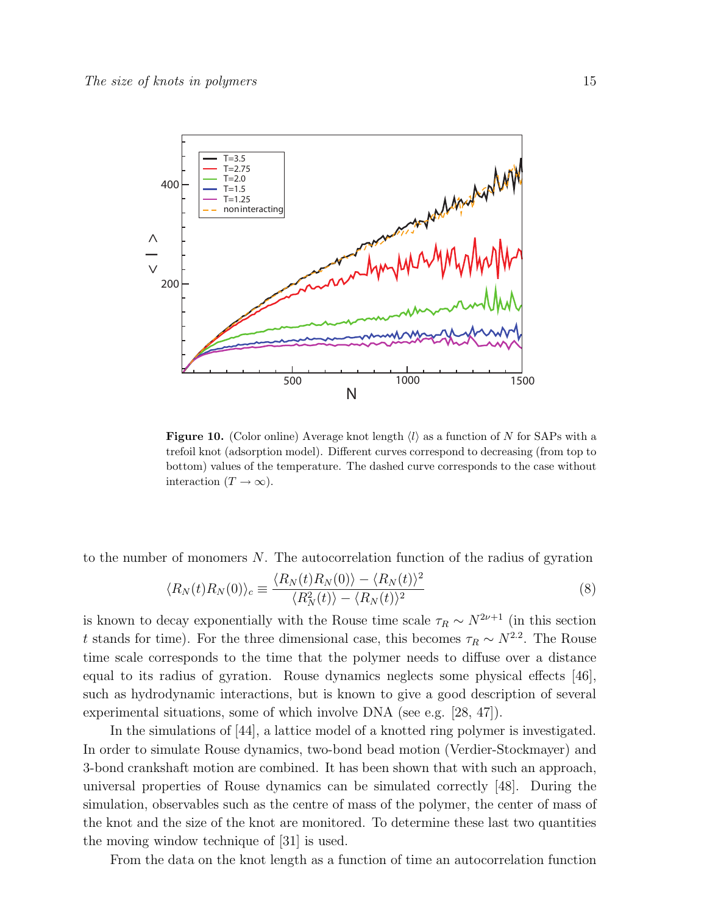**Figure 10.** (Color online) Average knot length $\langle l \rangle$ as a function of $N$ for SAPs with a trefoil knot (adsorption model). Different curves correspond to decreasing (from top to bottom) values of the temperature. The dashed curve corresponds to the case without interaction ($T \to \infty$).

to the number of monomers $N$. The autocorrelation function of the radius of gyration

$$\langle R_N(t)R_N(0)\rangle_c \equiv \frac{\langle R_N(t)R_N(0)\rangle - \langle R_N(t)\rangle^2}{\langle R_N^2(t)\rangle - \langle R_N(t)\rangle^2} \tag{8}$$

is known to decay exponentially with the Rouse time scale $\tau_R \sim N^{2\nu+1}$ (in this section $t$ stands for time). For the three dimensional case, this becomes $\tau_R \sim N^{2.2}$. The Rouse time scale corresponds to the time that the polymer needs to diffuse over a distance equal to its radius of gyration. Rouse dynamics neglects some physical effects [46], such as hydrodynamic interactions, but is known to give a good description of several experimental situations, some of which involve DNA (see e.g. [28, 47]).

In the simulations of [44], a lattice model of a knotted ring polymer is investigated. In order to simulate Rouse dynamics, two-bond bead motion (Verdier-Stockmayer) and 3-bond crankshaft motion are combined. It has been shown that with such an approach, universal properties of Rouse dynamics can be simulated correctly [48]. During the simulation, observables such as the centre of mass of the polymer, the center of mass of the knot and the size of the knot are monitored. To determine these last two quantities the moving window technique of [31] is used.

From the data on the knot length as a function of time an autocorrelation function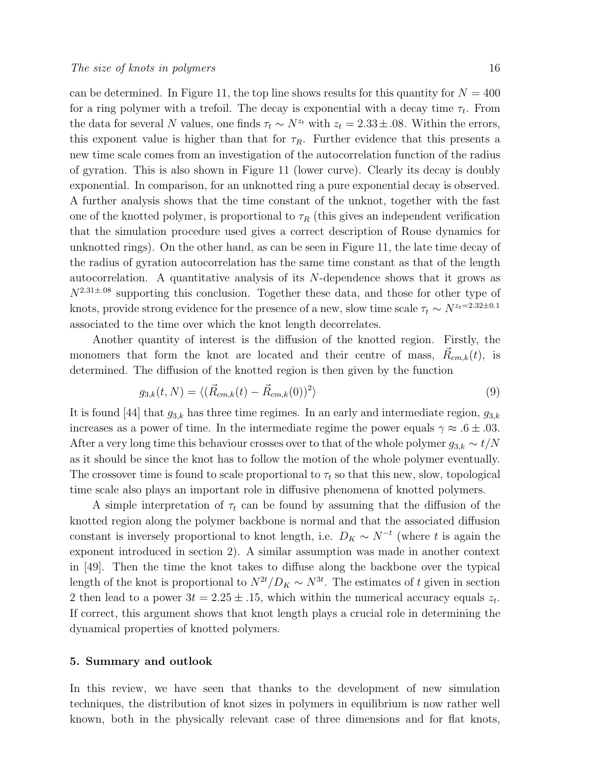can be determined. In Figure 11, the top line shows results for this quantity for $N = 400$ for a ring polymer with a trefoil. The decay is exponential with a decay time $\tau_t$. From the data for several $N$ values, one finds $\tau_t \sim N^{z_t}$ with $z_t = 2.33 \pm .08$. Within the errors, this exponent value is higher than that for $\tau_R$. Further evidence that this presents a new time scale comes from an investigation of the autocorrelation function of the radius of gyration. This is also shown in Figure 11 (lower curve). Clearly its decay is doubly exponential. In comparison, for an unknotted ring a pure exponential decay is observed. A further analysis shows that the time constant of the unknot, together with the fast one of the knotted polymer, is proportional to $\tau_R$ (this gives an independent verification that the simulation procedure used gives a correct description of Rouse dynamics for unknotted rings). On the other hand, as can be seen in Figure 11, the late time decay of the radius of gyration autocorrelation has the same time constant as that of the length autocorrelation. A quantitative analysis of its $N$-dependence shows that it grows as $N^{2.31 \pm .08}$ supporting this conclusion. Together these data, and those for other type of knots, provide strong evidence for the presence of a new, slow time scale $\tau_t \sim N^{z_t = 2.32 \pm 0.1}$ associated to the time over which the knot length decorrelates.

Another quantity of interest is the diffusion of the knotted region. Firstly, the monomers that form the knot are located and their centre of mass, $\vec{R}_{cm,k}(t)$, is determined. The diffusion of the knotted region is then given by the function

$$g_{3,k}(t, N) = \langle (\vec{R}_{cm,k}(t) - \vec{R}_{cm,k}(0))^2 \rangle \tag{9}$$

It is found [44] that $g_{3,k}$ has three time regimes. In an early and intermediate region, $g_{3,k}$ increases as a power of time. In the intermediate regime the power equals $\gamma \approx .6 \pm .03$. After a very long time this behaviour crosses over to that of the whole polymer $g_{3,k} \sim t/N$ as it should be since the knot has to follow the motion of the whole polymer eventually. The crossover time is found to scale proportional to $\tau_t$ so that this new, slow, topological time scale also plays an important role in diffusive phenomena of knotted polymers.

A simple interpretation of $\tau_t$ can be found by assuming that the diffusion of the knotted region along the polymer backbone is normal and that the associated diffusion constant is inversely proportional to knot length, i.e. $D_K \sim N^{-t}$ (where $t$ is again the exponent introduced in section 2). A similar assumption was made in another context in [49]. Then the time the knot takes to diffuse along the backbone over the typical length of the knot is proportional to $N^{2t}/D_K \sim N^{3t}$. The estimates of $t$ given in section 2 then lead to a power $3t = 2.25 \pm .15$, which within the numerical accuracy equals $z_t$. If correct, this argument shows that knot length plays a crucial role in determining the dynamical properties of knotted polymers.

## 5. Summary and outlook

In this review, we have seen that thanks to the development of new simulation techniques, the distribution of knot sizes in polymers in equilibrium is now rather well known, both in the physically relevant case of three dimensions and for flat knots,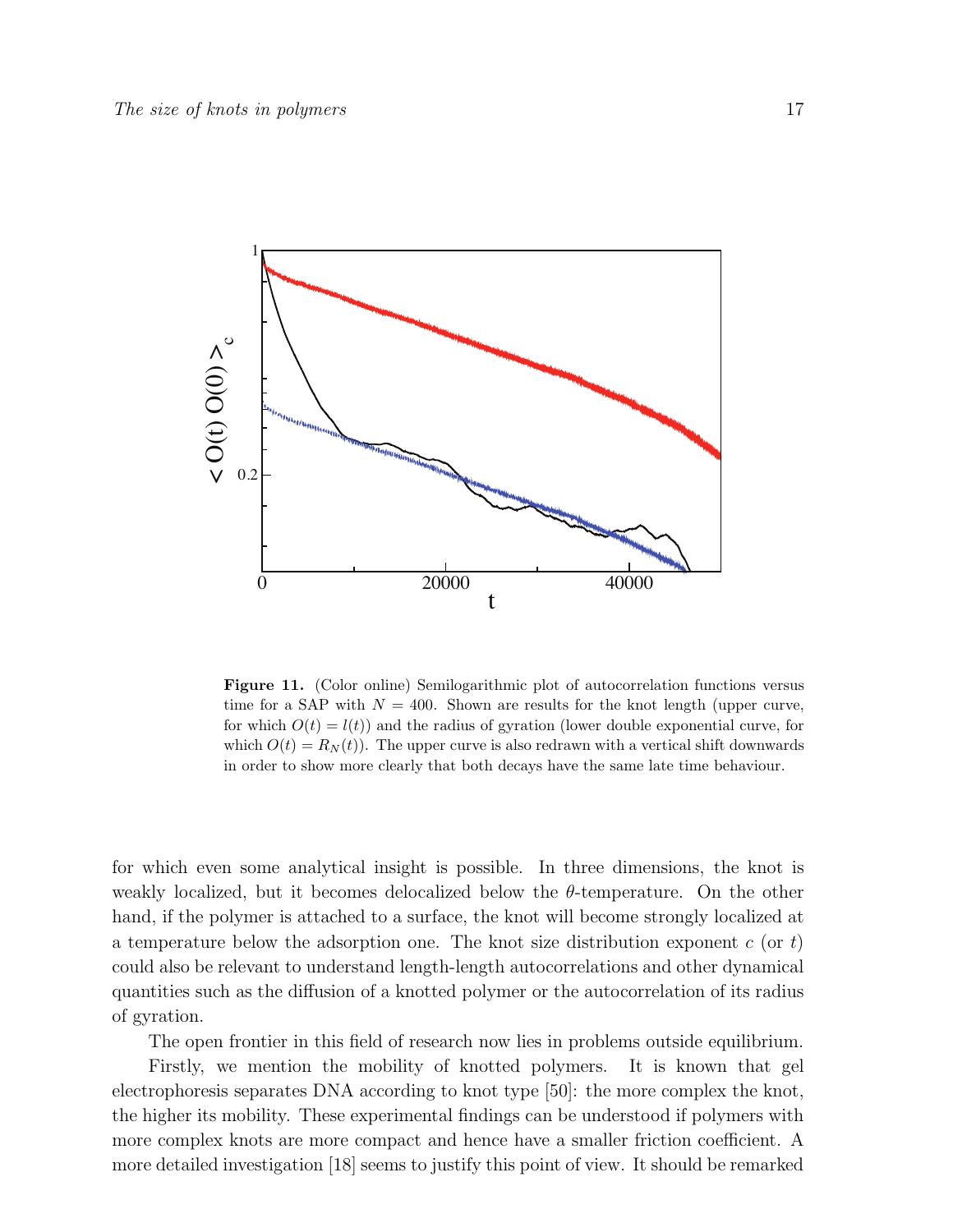**Figure 11.** (Color online) Semilogarithmic plot of autocorrelation functions versus time for a SAP with $N = 400$. Shown are results for the knot length (upper curve, for which $O(t) = l(t)$) and the radius of gyration (lower double exponential curve, for which $O(t) = R_N(t)$). The upper curve is also redrawn with a vertical shift downwards in order to show more clearly that both decays have the same late time behaviour.

for which even some analytical insight is possible. In three dimensions, the knot is weakly localized, but it becomes delocalized below the $\theta$-temperature. On the other hand, if the polymer is attached to a surface, the knot will become strongly localized at a temperature below the adsorption one. The knot size distribution exponent $c$ (or $t$) could also be relevant to understand length-length autocorrelations and other dynamical quantities such as the diffusion of a knotted polymer or the autocorrelation of its radius of gyration.

The open frontier in this field of research now lies in problems outside equilibrium.

Firstly, we mention the mobility of knotted polymers. It is known that gel electrophoresis separates DNA according to knot type [50]: the more complex the knot, the higher its mobility. These experimental findings can be understood if polymers with more complex knots are more compact and hence have a smaller friction coefficient. A more detailed investigation [18] seems to justify this point of view. It should be remarked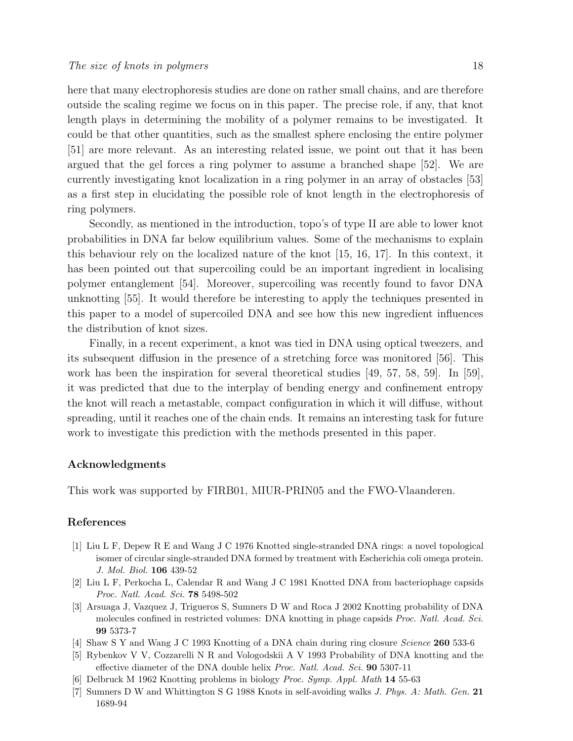here that many electrophoresis studies are done on rather small chains, and are therefore outside the scaling regime we focus on in this paper. The precise role, if any, that knot length plays in determining the mobility of a polymer remains to be investigated. It could be that other quantities, such as the smallest sphere enclosing the entire polymer [51] are more relevant. As an interesting related issue, we point out that it has been argued that the gel forces a ring polymer to assume a branched shape [52]. We are currently investigating knot localization in a ring polymer in an array of obstacles [53] as a first step in elucidating the possible role of knot length in the electrophoresis of ring polymers.

Secondly, as mentioned in the introduction, topo's of type II are able to lower knot probabilities in DNA far below equilibrium values. Some of the mechanisms to explain this behaviour rely on the localized nature of the knot [15, 16, 17]. In this context, it has been pointed out that supercoiling could be an important ingredient in localising polymer entanglement [54]. Moreover, supercoiling was recently found to favor DNA unknotting [55]. It would therefore be interesting to apply the techniques presented in this paper to a model of supercoiled DNA and see how this new ingredient influences the distribution of knot sizes.

Finally, in a recent experiment, a knot was tied in DNA using optical tweezers, and its subsequent diffusion in the presence of a stretching force was monitored [56]. This work has been the inspiration for several theoretical studies [49, 57, 58, 59]. In [59], it was predicted that due to the interplay of bending energy and confinement entropy the knot will reach a metastable, compact configuration in which it will diffuse, without spreading, until it reaches one of the chain ends. It remains an interesting task for future work to investigate this prediction with the methods presented in this paper.

### Acknowledgments

This work was supported by FIRB01, MIUR-PRIN05 and the FWO-Vlaanderen.

### References

[1] Liu L F, Depew R E and Wang J C 1976 Knotted single-stranded DNA rings: a novel topological isomer of circular single-stranded DNA formed by treatment with Escherichia coli omega protein. *J. Mol. Biol.* **106** 439-52

[2] Liu L F, Perkocha L, Calendar R and Wang J C 1981 Knotted DNA from bacteriophage capsids *Proc. Natl. Acad. Sci.* **78** 5498-502

[3] Arsuaga J, Vazquez J, Trigueros S, Sumners D W and Roca J 2002 Knotting probability of DNA molecules confined in restricted volumes: DNA knotting in phage capsids *Proc. Natl. Acad. Sci.* **99** 5373-7

[4] Shaw S Y and Wang J C 1993 Knotting of a DNA chain during ring closure *Science* **260** 533-6

[5] Rybenkov V V, Cozzarelli N R and Vologodskii A V 1993 Probability of DNA knotting and the effective diameter of the DNA double helix *Proc. Natl. Acad. Sci.* **90** 5307-11

[6] Delbruck M 1962 Knotting problems in biology *Proc. Symp. Appl. Math* **14** 55-63

[7] Sumners D W and Whittington S G 1988 Knots in self-avoiding walks *J. Phys. A: Math. Gen.* **21** 1689-94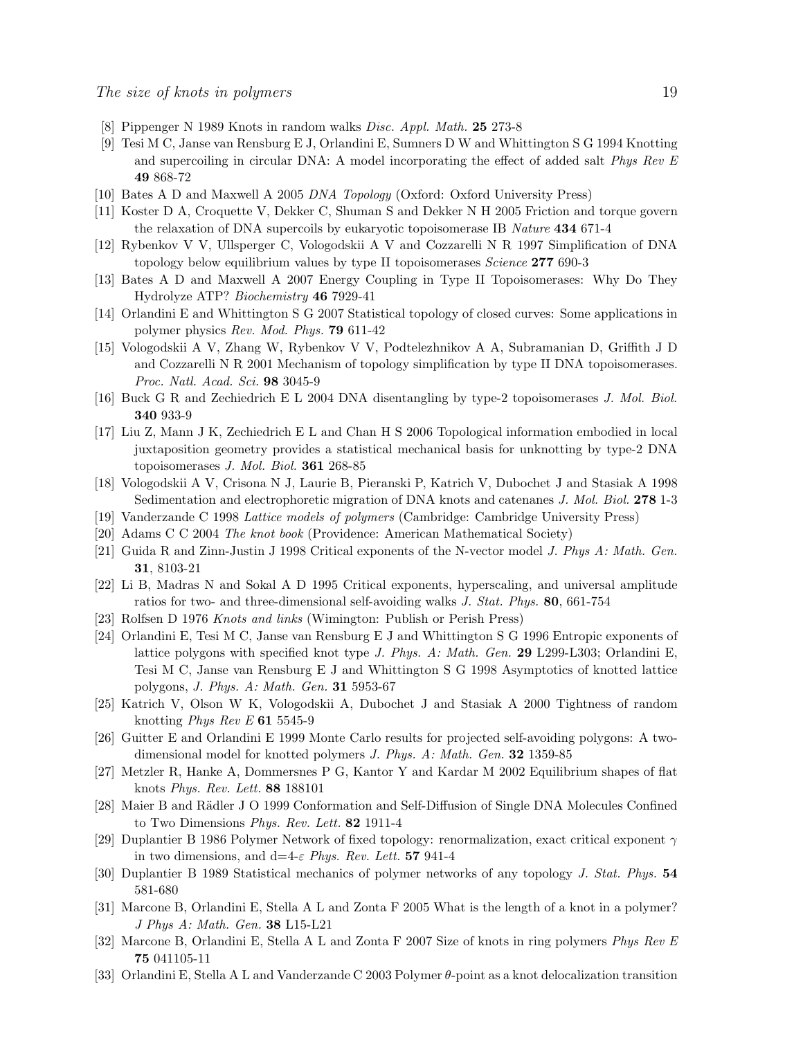[8] Pippenger N 1989 Knots in random walks *Disc. Appl. Math.* **25** 273-8

[9] Tesi M C, Janse van Rensburg E J, Orlandini E, Sumners D W and Whittington S G 1994 Knotting and supercoiling in circular DNA: A model incorporating the effect of added salt *Phys Rev E* **49** 868-72

[10] Bates A D and Maxwell A 2005 *DNA Topology* (Oxford: Oxford University Press)

[11] Koster D A, Croquette V, Dekker C, Shuman S and Dekker N H 2005 Friction and torque govern the relaxation of DNA supercoils by eukaryotic topoisomerase IB *Nature* **434** 671-4

[12] Rybenkov V V, Ullsperger C, Vologodskii A V and Cozzarelli N R 1997 Simplification of DNA topology below equilibrium values by type II topoisomerases *Science* **277** 690-3

[13] Bates A D and Maxwell A 2007 Energy Coupling in Type II Topoisomerases: Why Do They Hydrolyze ATP? *Biochemistry* **46** 7929-41

[14] Orlandini E and Whittington S G 2007 Statistical topology of closed curves: Some applications in polymer physics *Rev. Mod. Phys.* **79** 611-42

[15] Vologodskii A V, Zhang W, Rybenkov V V, Podtelezhnikov A A, Subramanian D, Griffith J D and Cozzarelli N R 2001 Mechanism of topology simplification by type II DNA topoisomerases. *Proc. Natl. Acad. Sci.* **98** 3045-9

[16] Buck G R and Zechiedrich E L 2004 DNA disentangling by type-2 topoisomerases *J. Mol. Biol.* **340** 933-9

[17] Liu Z, Mann J K, Zechiedrich E L and Chan H S 2006 Topological information embodied in local juxtaposition geometry provides a statistical mechanical basis for unknotting by type-2 DNA topoisomerases *J. Mol. Biol.* **361** 268-85

[18] Vologodskii A V, Crisona N J, Laurie B, Pieranski P, Katrich V, Dubochet J and Stasiak A 1998 Sedimentation and electrophoretic migration of DNA knots and catenanes *J. Mol. Biol.* **278** 1-3

[19] Vanderzande C 1998 *Lattice models of polymers* (Cambridge: Cambridge University Press)

[20] Adams C C 2004 *The knot book* (Providence: American Mathematical Society)

[21] Guida R and Zinn-Justin J 1998 Critical exponents of the N-vector model *J. Phys A: Math. Gen.* **31**, 8103-21

[22] Li B, Madras N and Sokal A D 1995 Critical exponents, hyperscaling, and universal amplitude ratios for two- and three-dimensional self-avoiding walks *J. Stat. Phys.* **80**, 661-754

[23] Rolfsen D 1976 *Knots and links* (Wimington: Publish or Perish Press)

[24] Orlandini E, Tesi M C, Janse van Rensburg E J and Whittington S G 1996 Entropic exponents of lattice polygons with specified knot type *J. Phys. A: Math. Gen.* **29** L299-L303; Orlandini E, Tesi M C, Janse van Rensburg E J and Whittington S G 1998 Asymptotics of knotted lattice polygons, *J. Phys. A: Math. Gen.* **31** 5953-67

[25] Katrich V, Olson W K, Vologodskii A, Dubochet J and Stasiak A 2000 Tightness of random knotting *Phys Rev E* **61** 5545-9

[26] Guitter E and Orlandini E 1999 Monte Carlo results for projected self-avoiding polygons: A two-dimensional model for knotted polymers *J. Phys. A: Math. Gen.* **32** 1359-85

[27] Metzler R, Hanke A, Dommersnes P G, Kantor Y and Kardar M 2002 Equilibrium shapes of flat knots *Phys. Rev. Lett.* **88** 188101

[28] Maier B and Rädler J O 1999 Conformation and Self-Diffusion of Single DNA Molecules Confined to Two Dimensions *Phys. Rev. Lett.* **82** 1911-4

[29] Duplantier B 1986 Polymer Network of fixed topology: renormalization, exact critical exponent $\gamma$ in two dimensions, and d=4-$\varepsilon$ *Phys. Rev. Lett.* **57** 941-4

[30] Duplantier B 1989 Statistical mechanics of polymer networks of any topology *J. Stat. Phys.* **54** 581-680

[31] Marcone B, Orlandini E, Stella A L and Zonta F 2005 What is the length of a knot in a polymer? *J Phys A: Math. Gen.* **38** L15-L21

[32] Marcone B, Orlandini E, Stella A L and Zonta F 2007 Size of knots in ring polymers *Phys Rev E* **75** 041105-11

[33] Orlandini E, Stella A L and Vanderzande C 2003 Polymer $\theta$-point as a knot delocalization transition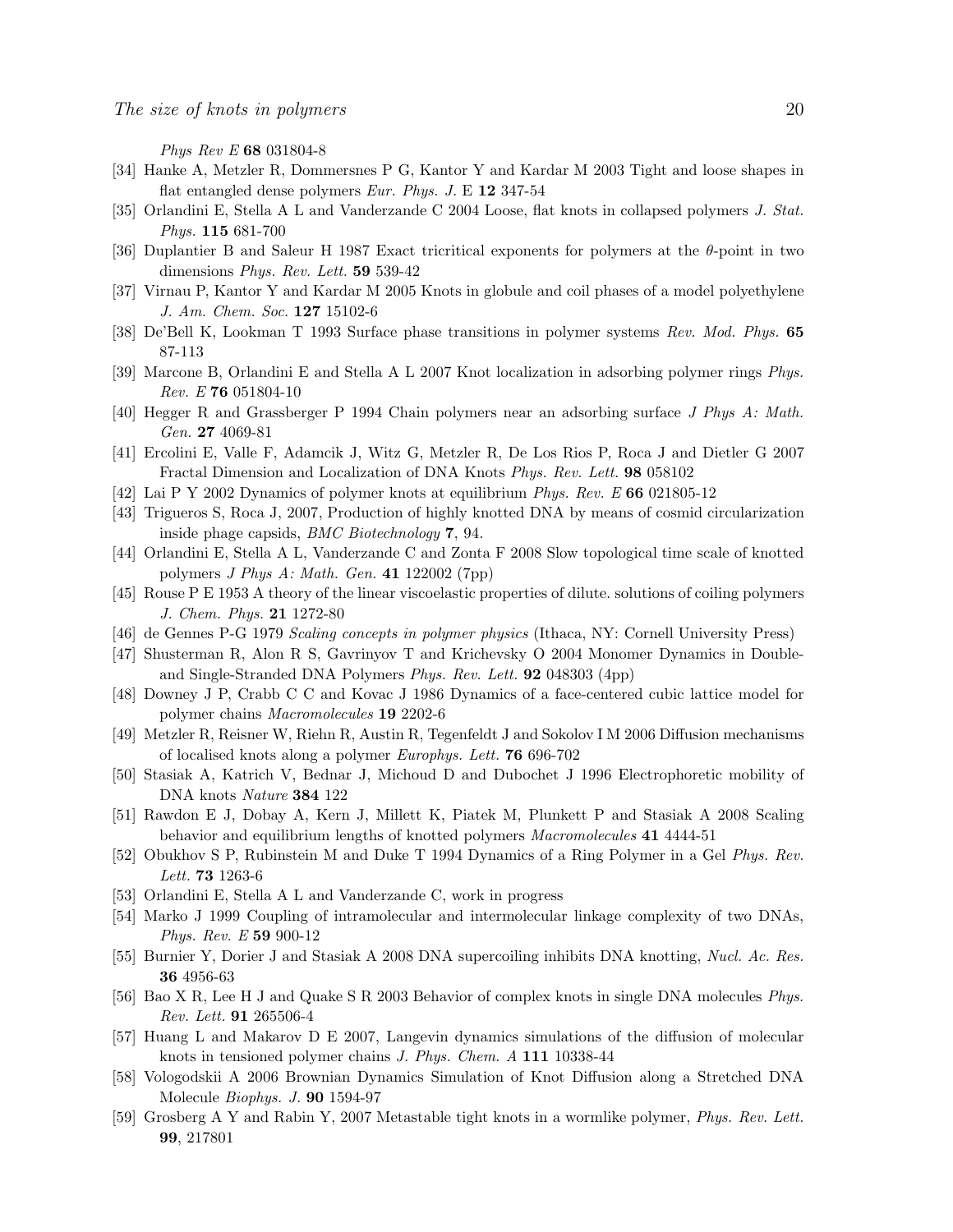*Phys Rev E* **68** 031804-8

[34] Hanke A, Metzler R, Dommersnes P G, Kantor Y and Kardar M 2003 Tight and loose shapes in flat entangled dense polymers *Eur. Phys. J.* E **12** 347-54

[35] Orlandini E, Stella A L and Vanderzande C 2004 Loose, flat knots in collapsed polymers *J. Stat. Phys.* **115** 681-700

[36] Duplantier B and Saleur H 1987 Exact tricritical exponents for polymers at the $\theta$-point in two dimensions *Phys. Rev. Lett.* **59** 539-42

[37] Virnau P, Kantor Y and Kardar M 2005 Knots in globule and coil phases of a model polyethylene *J. Am. Chem. Soc.* **127** 15102-6

[38] De'Bell K, Lookman T 1993 Surface phase transitions in polymer systems *Rev. Mod. Phys.* **65** 87-113

[39] Marcone B, Orlandini E and Stella A L 2007 Knot localization in adsorbing polymer rings *Phys. Rev. E* **76** 051804-10

[40] Hegger R and Grassberger P 1994 Chain polymers near an adsorbing surface *J Phys A: Math. Gen.* **27** 4069-81

[41] Ercolini E, Valle F, Adamcik J, Witz G, Metzler R, De Los Rios P, Roca J and Dietler G 2007 Fractal Dimension and Localization of DNA Knots *Phys. Rev. Lett.* **98** 058102

[42] Lai P Y 2002 Dynamics of polymer knots at equilibrium *Phys. Rev. E* **66** 021805-12

[43] Trigueros S, Roca J, 2007, Production of highly knotted DNA by means of cosmid circularization inside phage capsids, *BMC Biotechnology* **7**, 94.

[44] Orlandini E, Stella A L, Vanderzande C and Zonta F 2008 Slow topological time scale of knotted polymers *J Phys A: Math. Gen.* **41** 122002 (7pp)

[45] Rouse P E 1953 A theory of the linear viscoelastic properties of dilute. solutions of coiling polymers *J. Chem. Phys.* **21** 1272-80

[46] de Gennes P-G 1979 *Scaling concepts in polymer physics* (Ithaca, NY: Cornell University Press)

[47] Shusterman R, Alon R S, Gavrinyov T and Krichevsky O 2004 Monomer Dynamics in Double- and Single-Stranded DNA Polymers *Phys. Rev. Lett.* **92** 048303 (4pp)

[48] Downey J P, Crabb C C and Kovac J 1986 Dynamics of a face-centered cubic lattice model for polymer chains *Macromolecules* **19** 2202-6

[49] Metzler R, Reisner W, Riehn R, Austin R, Tegenfeldt J and Sokolov I M 2006 Diffusion mechanisms of localised knots along a polymer *Europhys. Lett.* **76** 696-702

[50] Stasiak A, Katrich V, Bednar J, Michoud D and Dubochet J 1996 Electrophoretic mobility of DNA knots *Nature* **384** 122

[51] Rawdon E J, Dobay A, Kern J, Millett K, Piatek M, Plunkett P and Stasiak A 2008 Scaling behavior and equilibrium lengths of knotted polymers *Macromolecules* **41** 4444-51

[52] Obukhov S P, Rubinstein M and Duke T 1994 Dynamics of a Ring Polymer in a Gel *Phys. Rev. Lett.* **73** 1263-6

[53] Orlandini E, Stella A L and Vanderzande C, work in progress

[54] Marko J 1999 Coupling of intramolecular and intermolecular linkage complexity of two DNAs, *Phys. Rev. E* **59** 900-12

[55] Burnier Y, Dorier J and Stasiak A 2008 DNA supercoiling inhibits DNA knotting, *Nucl. Ac. Res.* **36** 4956-63

[56] Bao X R, Lee H J and Quake S R 2003 Behavior of complex knots in single DNA molecules *Phys. Rev. Lett.* **91** 265506-4

[57] Huang L and Makarov D E 2007, Langevin dynamics simulations of the diffusion of molecular knots in tensioned polymer chains *J. Phys. Chem. A* **111** 10338-44

[58] Vologodskii A 2006 Brownian Dynamics Simulation of Knot Diffusion along a Stretched DNA Molecule *Biophys. J.* **90** 1594-97

[59] Grosberg A Y and Rabin Y, 2007 Metastable tight knots in a wormlike polymer, *Phys. Rev. Lett.* **99**, 217801